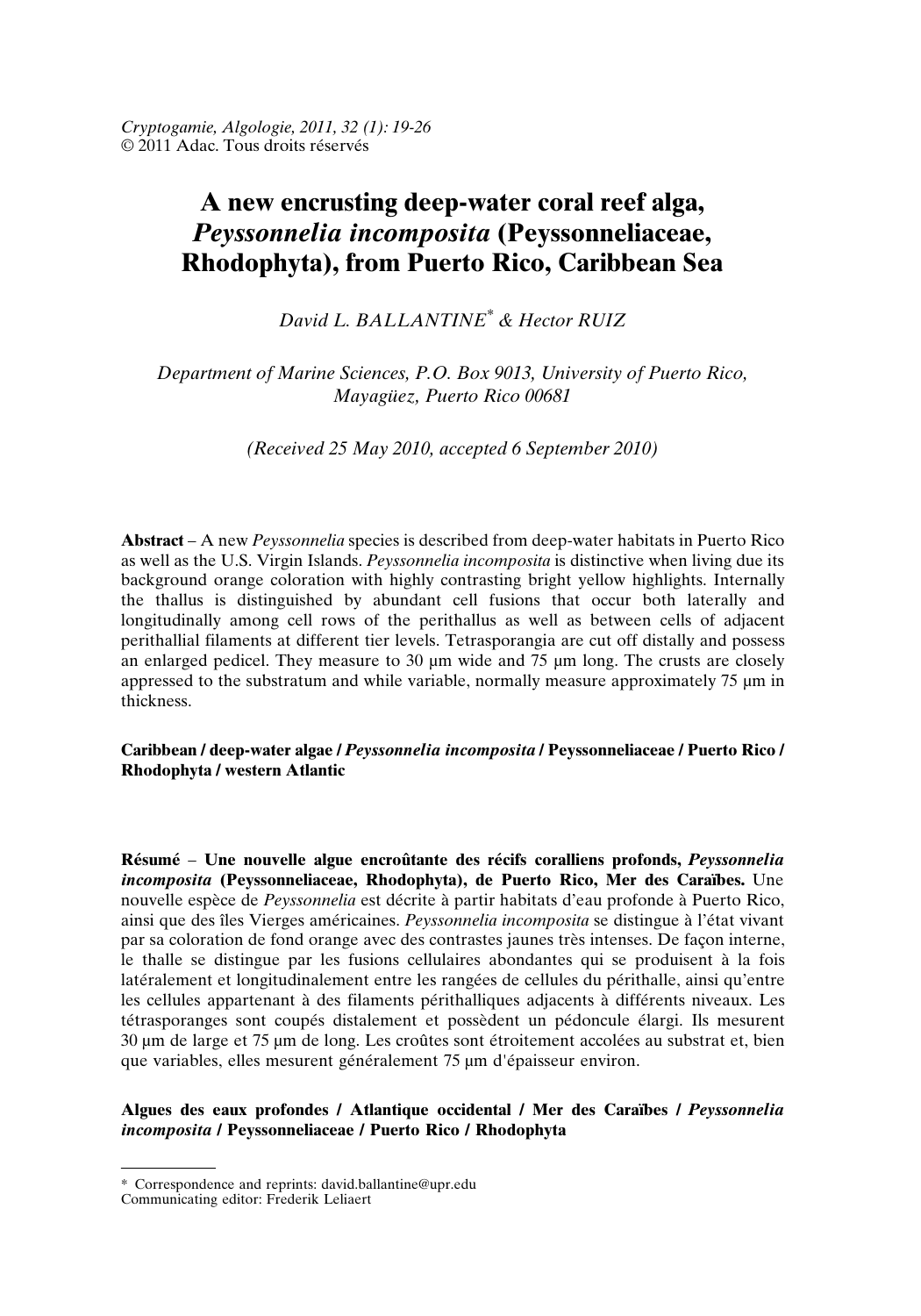Cryptogamie, Algologie, 2011, 32 (1): 19-26
© 2011 Adac. Tous droits réservés

# A new encrusting deep-water coral reef alga, *Peyssonnelia incomposita* (Peyssonneliaceae, Rhodophyta), from Puerto Rico, Caribbean Sea

*David L. BALLANTINE[\*] & Hector RUIZ*

*Department of Marine Sciences, P.O. Box 9013, University of Puerto Rico, Mayagüez, Puerto Rico 00681*

*(Received 25 May 2010, accepted 6 September 2010)*

**Abstract** – A new *Peyssonnelia* species is described from deep-water habitats in Puerto Rico as well as the U.S. Virgin Islands. *Peyssonnelia incomposita* is distinctive when living due its background orange coloration with highly contrasting bright yellow highlights. Internally the thallus is distinguished by abundant cell fusions that occur both laterally and longitudinally among cell rows of the perithallus as well as between cells of adjacent perithallial filaments at different tier levels. Tetrasporangia are cut off distally and possess an enlarged pedicel. They measure to 30 µm wide and 75 µm long. The crusts are closely appressed to the substratum and while variable, normally measure approximately 75 µm in thickness.

**Caribbean / deep-water algae / *Peyssonnelia incomposita* / Peyssonneliaceae / Puerto Rico / Rhodophyta / western Atlantic**

**Résumé** – **Une nouvelle algue encroûtante des récifs coralliens profonds, *Peyssonnelia incomposita* (Peyssonneliaceae, Rhodophyta), de Puerto Rico, Mer des Caraïbes.** Une nouvelle espèce de *Peyssonnelia* est décrite à partir habitats d'eau profonde à Puerto Rico, ainsi que des îles Vierges américaines. *Peyssonnelia incomposita* se distingue à l'état vivant par sa coloration de fond orange avec des contrastes jaunes très intenses. De façon interne, le thalle se distingue par les fusions cellulaires abondantes qui se produisent à la fois latéralement et longitudinalement entre les rangées de cellules du périthalle, ainsi qu'entre les cellules appartenant à des filaments périthalliques adjacents à différents niveaux. Les tétrasporanges sont coupés distalement et possèdent un pédoncule élargi. Ils mesurent 30 µm de large et 75 µm de long. Les croûtes sont étroitement accolées au substrat et, bien que variables, elles mesurent généralement 75 µm d'épaisseur environ.

**Algues des eaux profondes / Atlantique occidental / Mer des Caraïbes / *Peyssonnelia incomposita* / Peyssonneliaceae / Puerto Rico / Rhodophyta**

[\*] Correspondence and reprints: david.ballantine@upr.edu
Communicating editor: Frederik Leliaert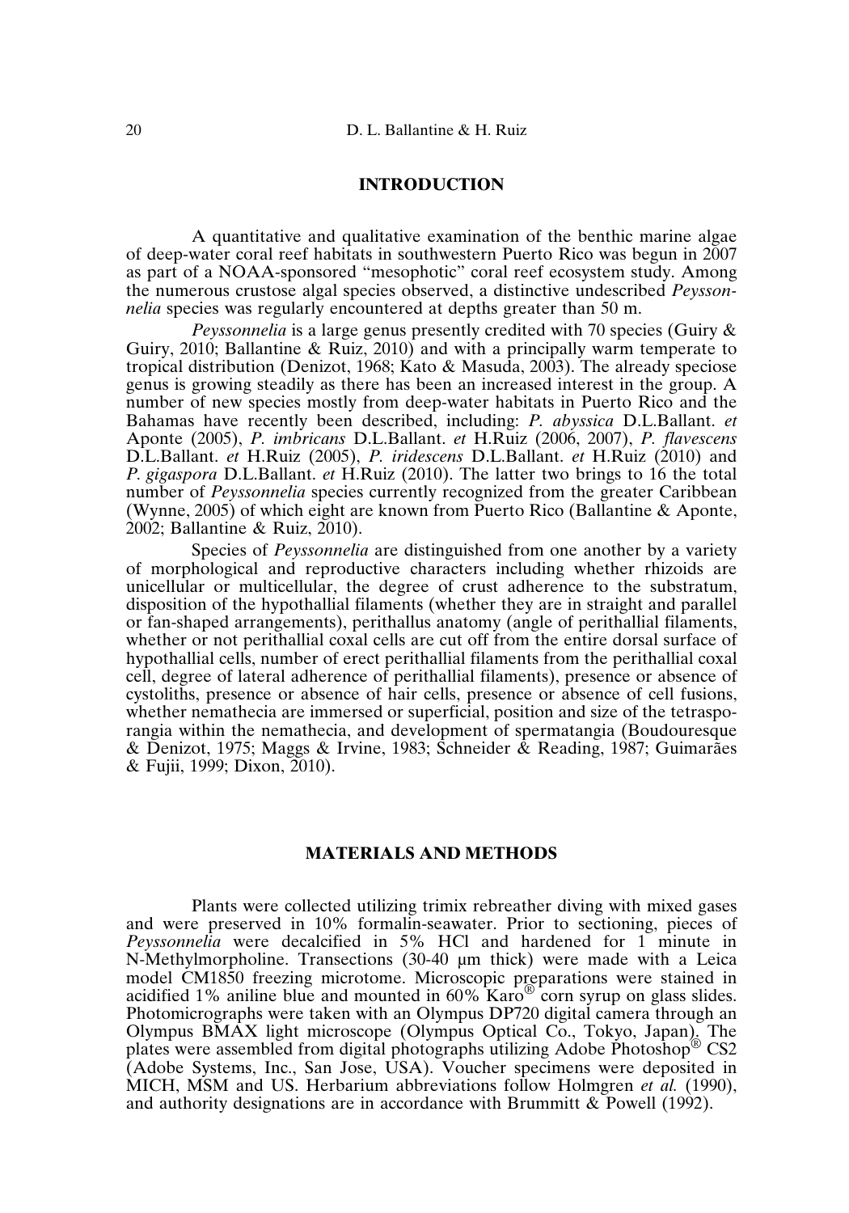## INTRODUCTION

A quantitative and qualitative examination of the benthic marine algae of deep-water coral reef habitats in southwestern Puerto Rico was begun in 2007 as part of a NOAA-sponsored "mesophotic" coral reef ecosystem study. Among the numerous crustose algal species observed, a distinctive undescribed *Peyssonnelia* species was regularly encountered at depths greater than 50 m.

*Peyssonnelia* is a large genus presently credited with 70 species (Guiry & Guiry, 2010; Ballantine & Ruiz, 2010) and with a principally warm temperate to tropical distribution (Denizot, 1968; Kato & Masuda, 2003). The already speciose genus is growing steadily as there has been an increased interest in the group. A number of new species mostly from deep-water habitats in Puerto Rico and the Bahamas have recently been described, including: *P. abyssica* D.L.Ballant. *et* Aponte (2005), *P. imbricans* D.L.Ballant. *et* H.Ruiz (2006, 2007), *P. flavescens* D.L.Ballant. *et* H.Ruiz (2005), *P. iridescens* D.L.Ballant. *et* H.Ruiz (2010) and *P. gigaspora* D.L.Ballant. *et* H.Ruiz (2010). The latter two brings to 16 the total number of *Peyssonnelia* species currently recognized from the greater Caribbean (Wynne, 2005) of which eight are known from Puerto Rico (Ballantine & Aponte, 2002; Ballantine & Ruiz, 2010).

Species of *Peyssonnelia* are distinguished from one another by a variety of morphological and reproductive characters including whether rhizoids are unicellular or multicellular, the degree of crust adherence to the substratum, disposition of the hypothallial filaments (whether they are in straight and parallel or fan-shaped arrangements), perithallus anatomy (angle of perithallial filaments, whether or not perithallial coxal cells are cut off from the entire dorsal surface of hypothallial cells, number of erect perithallial filaments from the perithallial coxal cell, degree of lateral adherence of perithallial filaments), presence or absence of cystoliths, presence or absence of hair cells, presence or absence of cell fusions, whether nemathecia are immersed or superficial, position and size of the tetrasporangia within the nemathecia, and development of spermatangia (Boudouresque & Denizot, 1975; Maggs & Irvine, 1983; Schneider & Reading, 1987; Guimarães & Fujii, 1999; Dixon, 2010).

## MATERIALS AND METHODS

Plants were collected utilizing trimix rebreather diving with mixed gases and were preserved in 10% formalin-seawater. Prior to sectioning, pieces of *Peyssonnelia* were decalcified in 5% HCl and hardened for 1 minute in N-Methylmorpholine. Transections (30-40 µm thick) were made with a Leica model CM1850 freezing microtome. Microscopic preparations were stained in acidified 1% aniline blue and mounted in 60% Karo® corn syrup on glass slides. Photomicrographs were taken with an Olympus DP720 digital camera through an Olympus BMAX light microscope (Olympus Optical Co., Tokyo, Japan). The plates were assembled from digital photographs utilizing Adobe Photoshop® CS2 (Adobe Systems, Inc., San Jose, USA). Voucher specimens were deposited in MICH, MSM and US. Herbarium abbreviations follow Holmgren *et al.* (1990), and authority designations are in accordance with Brummitt & Powell (1992).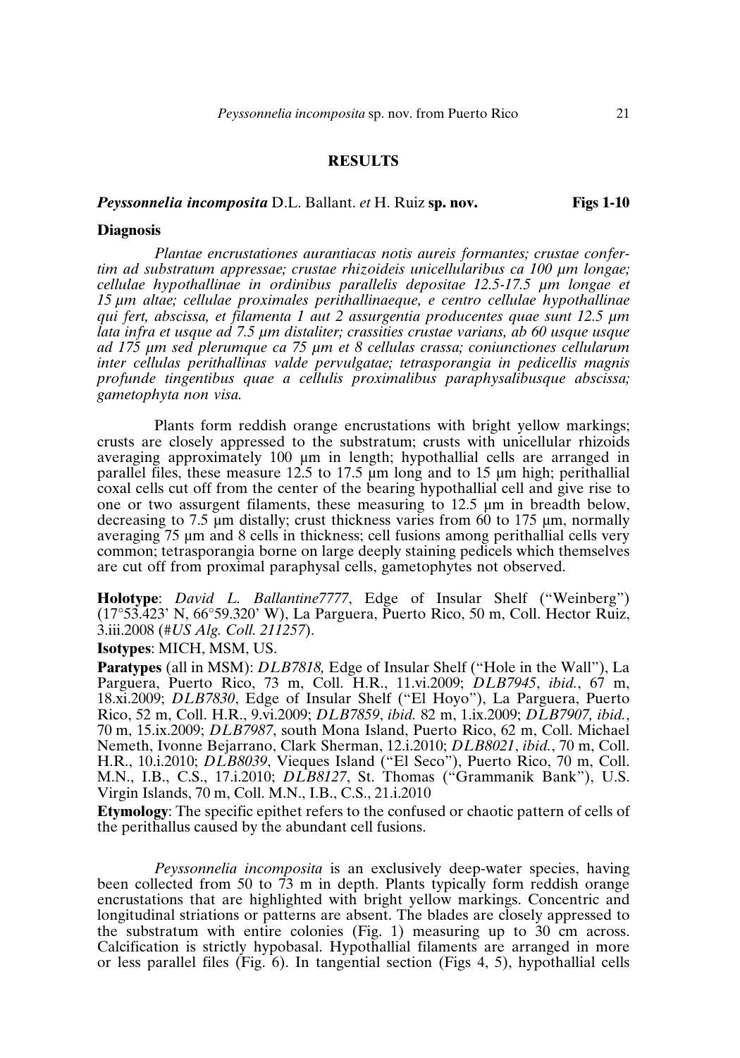## RESULTS

### *Peyssonnelia incomposita* D.L. Ballant. *et* H. Ruiz **sp. nov.** **Figs 1-10**

**Diagnosis**

*Plantae encrustationes aurantiacas notis aureis formantes; crustae confertim ad substratum appressae; crustae rhizoideis unicellularibus ca 100 µm longae; cellulae hypothallinae in ordinibus parallelis depositae 12.5-17.5 µm longae et 15 µm altae; cellulae proximales perithallinaeque, e centro cellulae hypothallinae qui fert, abscissa, et filamenta 1 aut 2 assurgentia producentes quae sunt 12.5 µm lata infra et usque ad 7.5 µm distaliter; crassities crustae varians, ab 60 usque usque ad 175 µm sed plerumque ca 75 µm et 8 cellulas crassa; coniunctiones cellularum inter cellulas perithallinas valde pervulgatae; tetrasporangia in pedicellis magnis profunde tingentibus quae a cellulis proximalibus paraphysalibusque abscissa; gametophyta non visa.*

Plants form reddish orange encrustations with bright yellow markings; crusts are closely appressed to the substratum; crusts with unicellular rhizoids averaging approximately 100 µm in length; hypothallial cells are arranged in parallel files, these measure 12.5 to 17.5 µm long and to 15 µm high; perithallial coxal cells cut off from the center of the bearing hypothallial cell and give rise to one or two assurgent filaments, these measuring to 12.5 µm in breadth below, decreasing to 7.5 µm distally; crust thickness varies from 60 to 175 µm, normally averaging 75 µm and 8 cells in thickness; cell fusions among perithallial cells very common; tetrasporangia borne on large deeply staining pedicels which themselves are cut off from proximal paraphysal cells, gametophytes not observed.

**Holotype**: *David L. Ballantine7777*, Edge of Insular Shelf ("Weinberg") (17°53.423' N, 66°59.320' W), La Parguera, Puerto Rico, 50 m, Coll. Hector Ruiz, 3.iii.2008 (#*US Alg. Coll. 211257*).

**Isotypes**: MICH, MSM, US.

**Paratypes** (all in MSM): *DLB7818*, Edge of Insular Shelf ("Hole in the Wall"), La Parguera, Puerto Rico, 73 m, Coll. H.R., 11.vi.2009; *DLB7945*, *ibid.*, 67 m, 18.xi.2009; *DLB7830*, Edge of Insular Shelf ("El Hoyo"), La Parguera, Puerto Rico, 52 m, Coll. H.R., 9.vi.2009; *DLB7859*, *ibid.* 82 m, 1.ix.2009; *DLB7907, ibid.*, 70 m, 15.ix.2009; *DLB7987*, south Mona Island, Puerto Rico, 62 m, Coll. Michael Nemeth, Ivonne Bejarrano, Clark Sherman, 12.i.2010; *DLB8021*, *ibid.*, 70 m, Coll. H.R., 10.i.2010; *DLB8039*, Vieques Island ("El Seco"), Puerto Rico, 70 m, Coll. M.N., I.B., C.S., 17.i.2010; *DLB8127*, St. Thomas ("Grammanik Bank"), U.S. Virgin Islands, 70 m, Coll. M.N., I.B., C.S., 21.i.2010

**Etymology**: The specific epithet refers to the confused or chaotic pattern of cells of the perithallus caused by the abundant cell fusions.

*Peyssonnelia incomposita* is an exclusively deep-water species, having been collected from 50 to 73 m in depth. Plants typically form reddish orange encrustations that are highlighted with bright yellow markings. Concentric and longitudinal striations or patterns are absent. The blades are closely appressed to the substratum with entire colonies (Fig. 1) measuring up to 30 cm across. Calcification is strictly hypobasal. Hypothallial filaments are arranged in more or less parallel files (Fig. 6). In tangential section (Figs 4, 5), hypothallial cells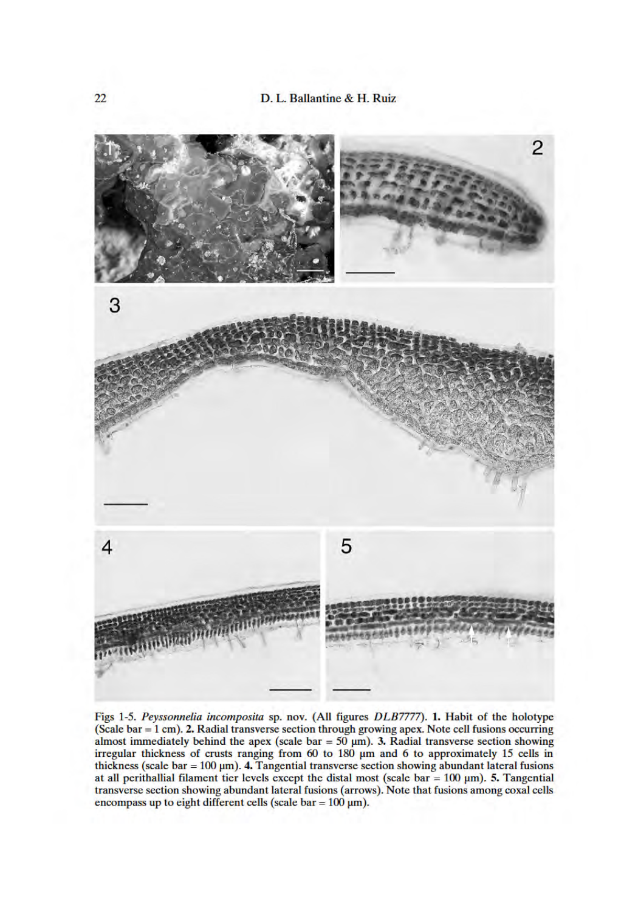Figs 1-5. *Peyssonnelia incomposita* sp. nov. (All figures *DLB7777*). **1.** Habit of the holotype (Scale bar = 1 cm). **2.** Radial transverse section through growing apex. Note cell fusions occurring almost immediately behind the apex (scale bar = 50 μm). **3.** Radial transverse section showing irregular thickness of crusts ranging from 60 to 180 μm and 6 to approximately 15 cells in thickness (scale bar = 100 μm). **4.** Tangential transverse section showing abundant lateral fusions at all perithallial filament tier levels except the distal most (scale bar = 100 μm). **5.** Tangential transverse section showing abundant lateral fusions (arrows). Note that fusions among coxal cells encompass up to eight different cells (scale bar = 100 μm).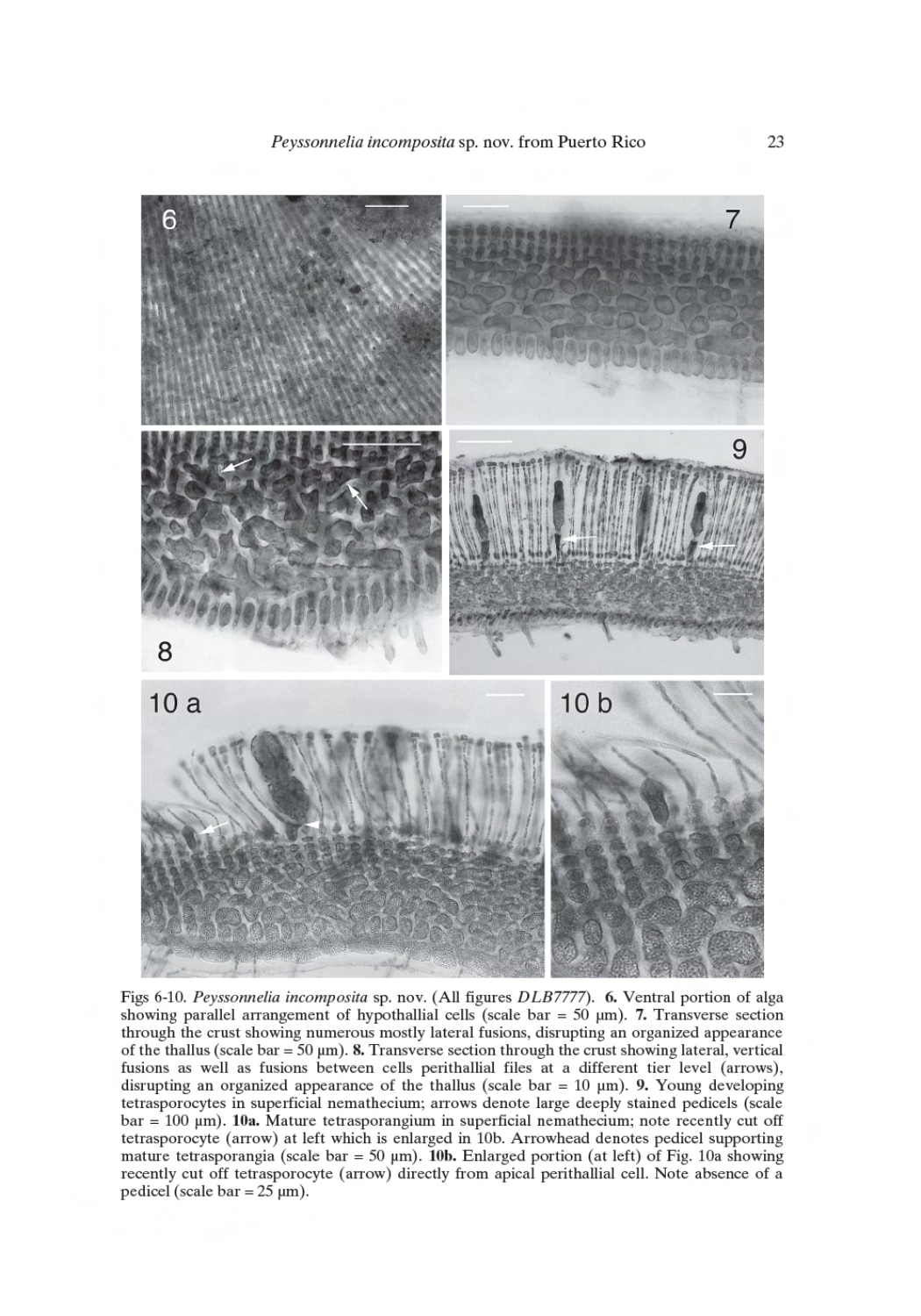Figs 6-10. *Peyssonnelia incomposita* sp. nov. (All figures *DLB7777*). **6.** Ventral portion of alga showing parallel arrangement of hypothallial cells (scale bar = 50 μm). **7.** Transverse section through the crust showing numerous mostly lateral fusions, disrupting an organized appearance of the thallus (scale bar = 50 μm). **8.** Transverse section through the crust showing lateral, vertical fusions as well as fusions between cells perithallial files at a different tier level (arrows), disrupting an organized appearance of the thallus (scale bar = 10 μm). **9.** Young developing tetrasporocytes in superficial nemathecium; arrows denote large deeply stained pedicels (scale bar = 100 μm). **10a.** Mature tetrasporangium in superficial nemathecium; note recently cut off tetrasporocyte (arrow) at left which is enlarged in 10b. Arrowhead denotes pedicel supporting mature tetrasporangia (scale bar = 50 μm). **10b.** Enlarged portion (at left) of Fig. 10a showing recently cut off tetrasporocyte (arrow) directly from apical perithallial cell. Note absence of a pedicel (scale bar = 25 μm).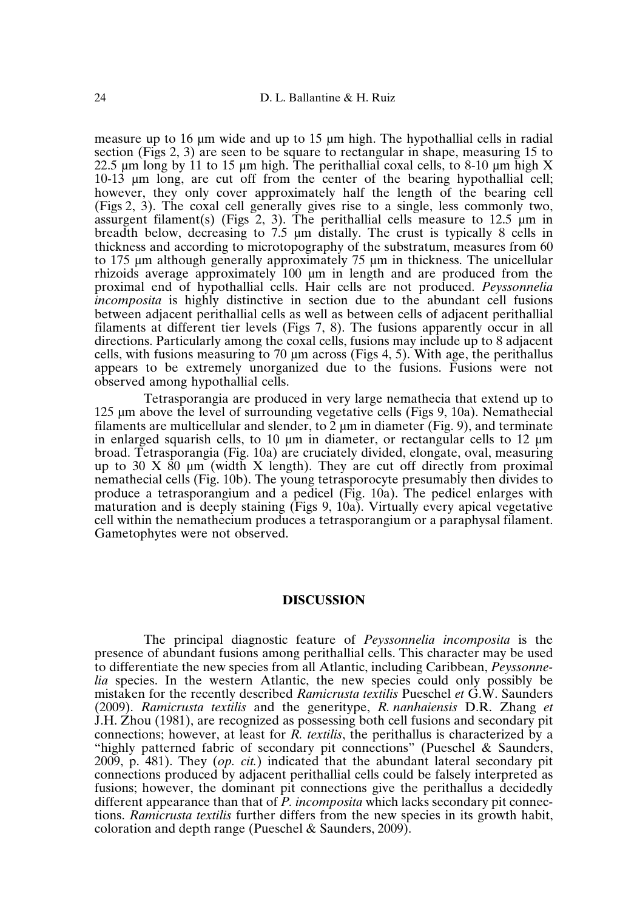measure up to 16 µm wide and up to 15 µm high. The hypothallial cells in radial section (Figs 2, 3) are seen to be square to rectangular in shape, measuring 15 to 22.5 µm long by 11 to 15 µm high. The perithallial coxal cells, to 8-10 µm high X 10-13 µm long, are cut off from the center of the bearing hypothallial cell; however, they only cover approximately half the length of the bearing cell (Figs 2, 3). The coxal cell generally gives rise to a single, less commonly two, assurgent filament(s) (Figs 2, 3). The perithallial cells measure to 12.5 µm in breadth below, decreasing to 7.5 µm distally. The crust is typically 8 cells in thickness and according to microtopography of the substratum, measures from 60 to 175 µm although generally approximately 75 µm in thickness. The unicellular rhizoids average approximately 100 µm in length and are produced from the proximal end of hypothallial cells. Hair cells are not produced. *Peyssonnelia incomposita* is highly distinctive in section due to the abundant cell fusions between adjacent perithallial cells as well as between cells of adjacent perithallial filaments at different tier levels (Figs 7, 8). The fusions apparently occur in all directions. Particularly among the coxal cells, fusions may include up to 8 adjacent cells, with fusions measuring to 70 µm across (Figs 4, 5). With age, the perithallus appears to be extremely unorganized due to the fusions. Fusions were not observed among hypothallial cells.

Tetrasporangia are produced in very large nemathecia that extend up to 125 µm above the level of surrounding vegetative cells (Figs 9, 10a). Nemathecial filaments are multicellular and slender, to 2 µm in diameter (Fig. 9), and terminate in enlarged squarish cells, to 10 µm in diameter, or rectangular cells to 12 µm broad. Tetrasporangia (Fig. 10a) are cruciately divided, elongate, oval, measuring up to 30 X 80 µm (width X length). They are cut off directly from proximal nemathecial cells (Fig. 10b). The young tetrasporocyte presumably then divides to produce a tetrasporangium and a pedicel (Fig. 10a). The pedicel enlarges with maturation and is deeply staining (Figs 9, 10a). Virtually every apical vegetative cell within the nemathecium produces a tetrasporangium or a paraphysal filament. Gametophytes were not observed.

## DISCUSSION

The principal diagnostic feature of *Peyssonnelia incomposita* is the presence of abundant fusions among perithallial cells. This character may be used to differentiate the new species from all Atlantic, including Caribbean, *Peyssonnelia* species. In the western Atlantic, the new species could only possibly be mistaken for the recently described *Ramicrusta textilis* Pueschel *et* G.W. Saunders (2009). *Ramicrusta textilis* and the generitype, *R. nanhaiensis* D.R. Zhang *et* J.H. Zhou (1981), are recognized as possessing both cell fusions and secondary pit connections; however, at least for *R. textilis*, the perithallus is characterized by a "highly patterned fabric of secondary pit connections" (Pueschel & Saunders, 2009, p. 481). They (*op. cit.*) indicated that the abundant lateral secondary pit connections produced by adjacent perithallial cells could be falsely interpreted as fusions; however, the dominant pit connections give the perithallus a decidedly different appearance than that of *P. incomposita* which lacks secondary pit connections. *Ramicrusta textilis* further differs from the new species in its growth habit, coloration and depth range (Pueschel & Saunders, 2009).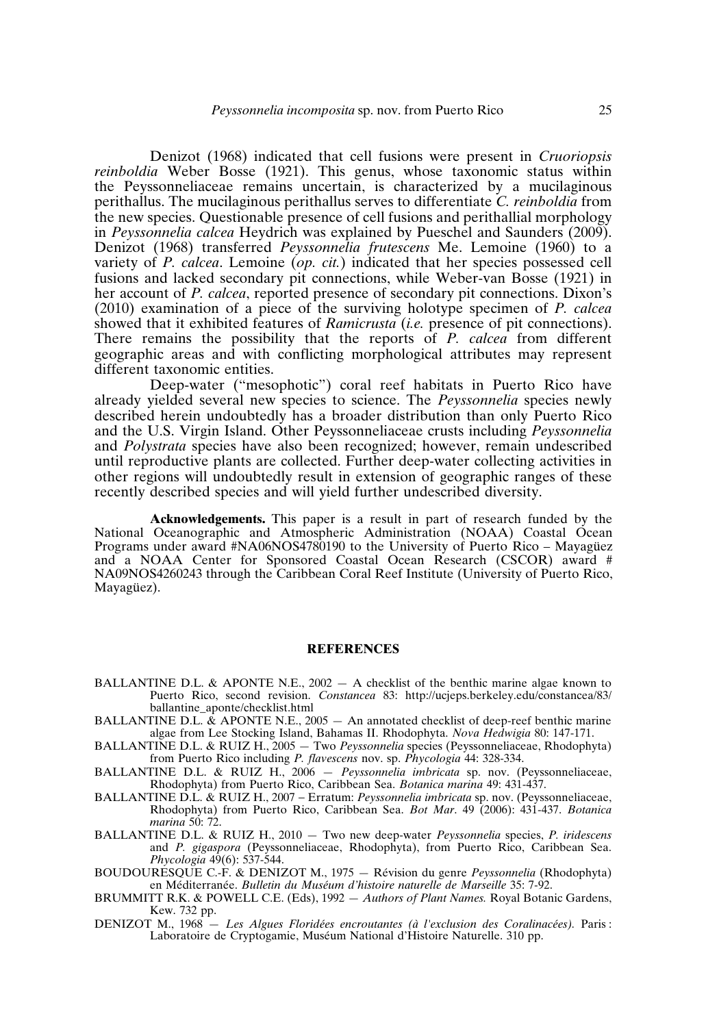Denizot (1968) indicated that cell fusions were present in *Cruoriopsis reinboldia* Weber Bosse (1921). This genus, whose taxonomic status within the Peyssonneliaceae remains uncertain, is characterized by a mucilaginous perithallus. The mucilaginous perithallus serves to differentiate *C. reinboldia* from the new species. Questionable presence of cell fusions and perithallial morphology in *Peyssonnelia calcea* Heydrich was explained by Pueschel and Saunders (2009). Denizot (1968) transferred *Peyssonnelia frutescens* Me. Lemoine (1960) to a variety of *P. calcea*. Lemoine (*op. cit.*) indicated that her species possessed cell fusions and lacked secondary pit connections, while Weber-van Bosse (1921) in her account of *P. calcea*, reported presence of secondary pit connections. Dixon's (2010) examination of a piece of the surviving holotype specimen of *P. calcea* showed that it exhibited features of *Ramicrusta* (*i.e.* presence of pit connections). There remains the possibility that the reports of *P. calcea* from different geographic areas and with conflicting morphological attributes may represent different taxonomic entities.

Deep-water ("mesophotic") coral reef habitats in Puerto Rico have already yielded several new species to science. The *Peyssonnelia* species newly described herein undoubtedly has a broader distribution than only Puerto Rico and the U.S. Virgin Island. Other Peyssonneliaceae crusts including *Peyssonnelia* and *Polystrata* species have also been recognized; however, remain undescribed until reproductive plants are collected. Further deep-water collecting activities in other regions will undoubtedly result in extension of geographic ranges of these recently described species and will yield further undescribed diversity.

**Acknowledgements.** This paper is a result in part of research funded by the National Oceanographic and Atmospheric Administration (NOAA) Coastal Ocean Programs under award #NA06NOS4780190 to the University of Puerto Rico – Mayagüez and a NOAA Center for Sponsored Coastal Ocean Research (CSCOR) award # NA09NOS4260243 through the Caribbean Coral Reef Institute (University of Puerto Rico, Mayagüez).

## REFERENCES

BALLANTINE D.L. & APONTE N.E., 2002 — A checklist of the benthic marine algae known to Puerto Rico, second revision. *Constancea* 83: http://ucjeps.berkeley.edu/constancea/83/ballantine_aponte/checklist.html

BALLANTINE D.L. & APONTE N.E., 2005 — An annotated checklist of deep-reef benthic marine algae from Lee Stocking Island, Bahamas II. Rhodophyta. *Nova Hedwigia* 80: 147-171.

BALLANTINE D.L. & RUIZ H., 2005 — Two *Peyssonnelia* species (Peyssonneliaceae, Rhodophyta) from Puerto Rico including *P. flavescens* nov. sp. *Phycologia* 44: 328-334.

BALLANTINE D.L. & RUIZ H., 2006 — *Peyssonnelia imbricata* sp. nov. (Peyssonneliaceae, Rhodophyta) from Puerto Rico, Caribbean Sea. *Botanica marina* 49: 431-437.

BALLANTINE D.L. & RUIZ H., 2007 – Erratum: *Peyssonnelia imbricata* sp. nov. (Peyssonneliaceae, Rhodophyta) from Puerto Rico, Caribbean Sea. *Bot Mar*. 49 (2006): 431-437. *Botanica marina* 50: 72.

BALLANTINE D.L. & RUIZ H., 2010 — Two new deep-water *Peyssonnelia* species, *P. iridescens* and *P. gigaspora* (Peyssonneliaceae, Rhodophyta), from Puerto Rico, Caribbean Sea. *Phycologia* 49(6): 537-544.

BOUDOURESQUE C.-F. & DENIZOT M., 1975 — Révision du genre *Peyssonnelia* (Rhodophyta) en Méditerranée. *Bulletin du Muséum d'histoire naturelle de Marseille* 35: 7-92.

BRUMMITT R.K. & POWELL C.E. (Eds), 1992 — *Authors of Plant Names.* Royal Botanic Gardens, Kew. 732 pp.

DENIZOT M., 1968 — *Les Algues Floridées encroutantes (à l'exclusion des Coralinacées).* Paris : Laboratoire de Cryptogamie, Muséum National d'Histoire Naturelle. 310 pp.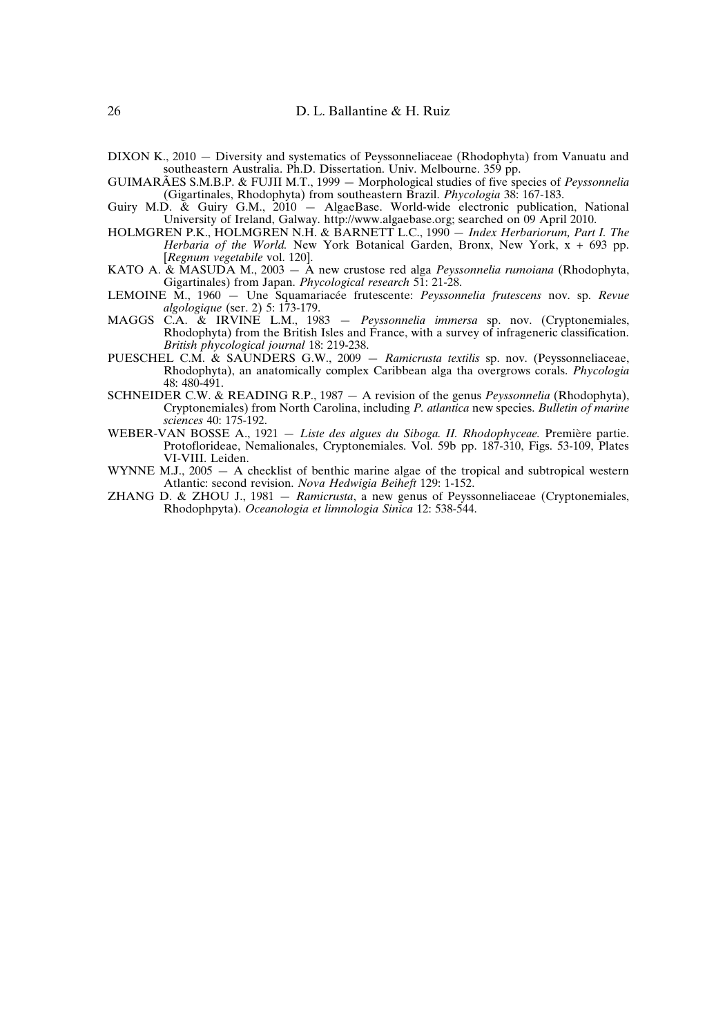DIXON K., 2010 — Diversity and systematics of Peyssonneliaceae (Rhodophyta) from Vanuatu and southeastern Australia. Ph.D. Dissertation. Univ. Melbourne. 359 pp.

GUIMARÃES S.M.B.P. & FUJII M.T., 1999 — Morphological studies of five species of *Peyssonnelia* (Gigartinales, Rhodophyta) from southeastern Brazil. *Phycologia* 38: 167-183.

Guiry M.D. & Guiry G.M., 2010 — AlgaeBase. World-wide electronic publication, National University of Ireland, Galway. http://www.algaebase.org; searched on 09 April 2010.

HOLMGREN P.K., HOLMGREN N.H. & BARNETT L.C., 1990 — *Index Herbariorum, Part I. The Herbaria of the World.* New York Botanical Garden, Bronx, New York, x + 693 pp. [*Regnum vegetabile* vol. 120].

KATO A. & MASUDA M., 2003 — A new crustose red alga *Peyssonnelia rumoiana* (Rhodophyta, Gigartinales) from Japan. *Phycological research* 51: 21-28.

LEMOINE M., 1960 — Une Squamariacée frutescente: *Peyssonnelia frutescens* nov. sp. *Revue algologique* (ser. 2) 5: 173-179.

MAGGS C.A. & IRVINE L.M., 1983 — *Peyssonnelia immersa* sp. nov. (Cryptonemiales, Rhodophyta) from the British Isles and France, with a survey of infrageneric classification. *British phycological journal* 18: 219-238.

PUESCHEL C.M. & SAUNDERS G.W., 2009 — *Ramicrusta textilis* sp. nov. (Peyssonneliaceae, Rhodophyta), an anatomically complex Caribbean alga tha overgrows corals. *Phycologia* 48: 480-491.

SCHNEIDER C.W. & READING R.P., 1987 — A revision of the genus *Peyssonnelia* (Rhodophyta), Cryptonemiales) from North Carolina, including *P. atlantica* new species. *Bulletin of marine sciences* 40: 175-192.

WEBER-VAN BOSSE A., 1921 — *Liste des algues du Siboga. II. Rhodophyceae.* Première partie. Protoflorideae, Nemalionales, Cryptonemiales. Vol. 59b pp. 187-310, Figs. 53-109, Plates VI-VIII. Leiden.

WYNNE M.J., 2005 — A checklist of benthic marine algae of the tropical and subtropical western Atlantic: second revision. *Nova Hedwigia Beiheft* 129: 1-152.

ZHANG D. & ZHOU J., 1981 — *Ramicrusta*, a new genus of Peyssonneliaceae (Cryptonemiales, Rhodophpyta). *Oceanologia et limnologia Sinica* 12: 538-544.